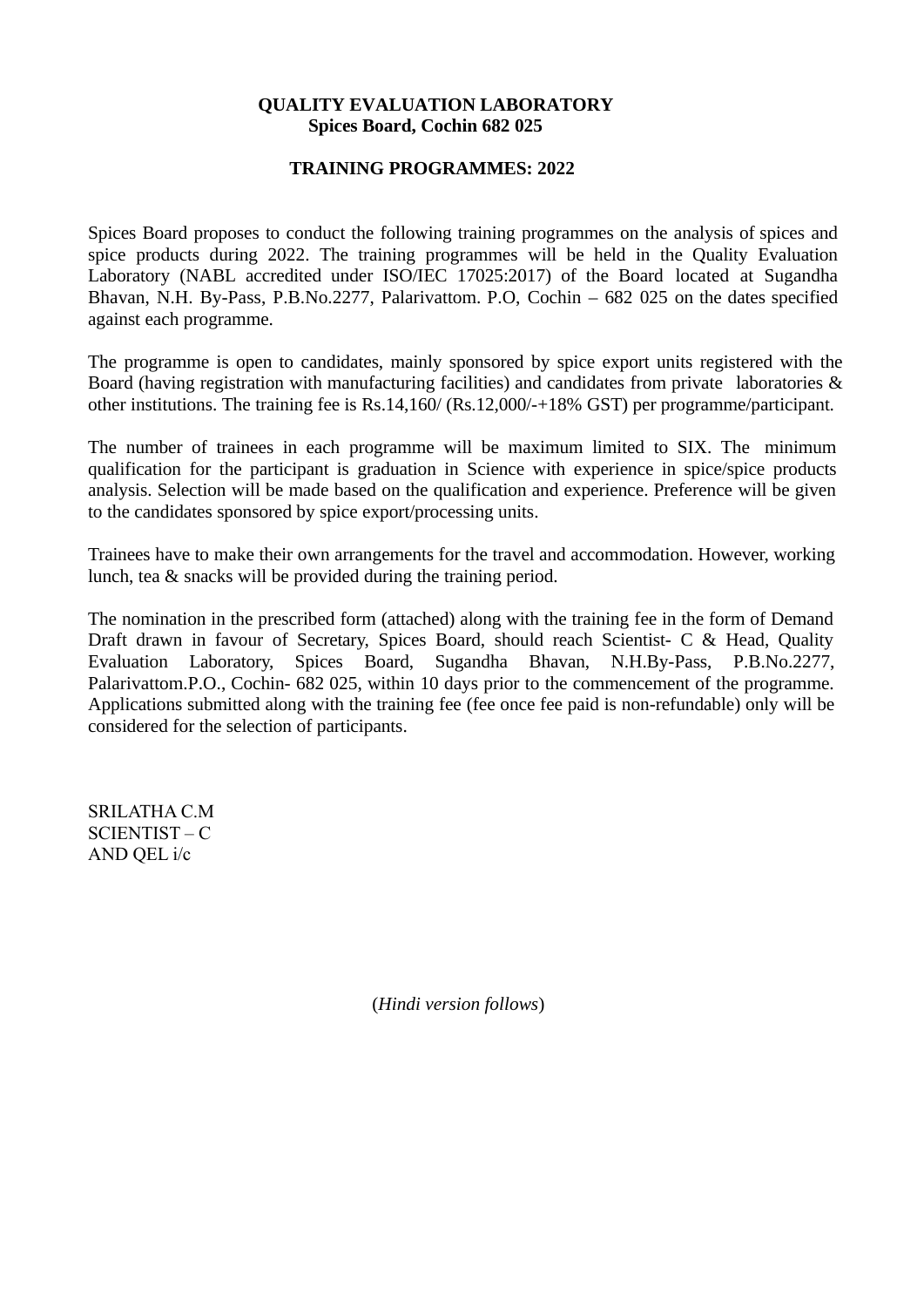**QUALITY EVALUATION LABORATORY**
**Spices Board, Cochin 682 025**

**TRAINING PROGRAMMES: 2022**

Spices Board proposes to conduct the following training programmes on the analysis of spices and spice products during 2022. The training programmes will be held in the Quality Evaluation Laboratory (NABL accredited under ISO/IEC 17025:2017) of the Board located at Sugandha Bhavan, N.H. By-Pass, P.B.No.2277, Palarivattom. P.O, Cochin – 682 025 on the dates specified against each programme.

The programme is open to candidates, mainly sponsored by spice export units registered with the Board (having registration with manufacturing facilities) and candidates from private laboratories & other institutions. The training fee is Rs.14,160/ (Rs.12,000/-+18% GST) per programme/participant.

The number of trainees in each programme will be maximum limited to SIX. The minimum qualification for the participant is graduation in Science with experience in spice/spice products analysis. Selection will be made based on the qualification and experience. Preference will be given to the candidates sponsored by spice export/processing units.

Trainees have to make their own arrangements for the travel and accommodation. However, working lunch, tea & snacks will be provided during the training period.

The nomination in the prescribed form (attached) along with the training fee in the form of Demand Draft drawn in favour of Secretary, Spices Board, should reach Scientist- C & Head, Quality Evaluation Laboratory, Spices Board, Sugandha Bhavan, N.H.By-Pass, P.B.No.2277, Palarivattom.P.O., Cochin- 682 025, within 10 days prior to the commencement of the programme. Applications submitted along with the training fee (fee once fee paid is non-refundable) only will be considered for the selection of participants.

SRILATHA C.M
SCIENTIST – C
AND QEL i/c

(*Hindi version follows*)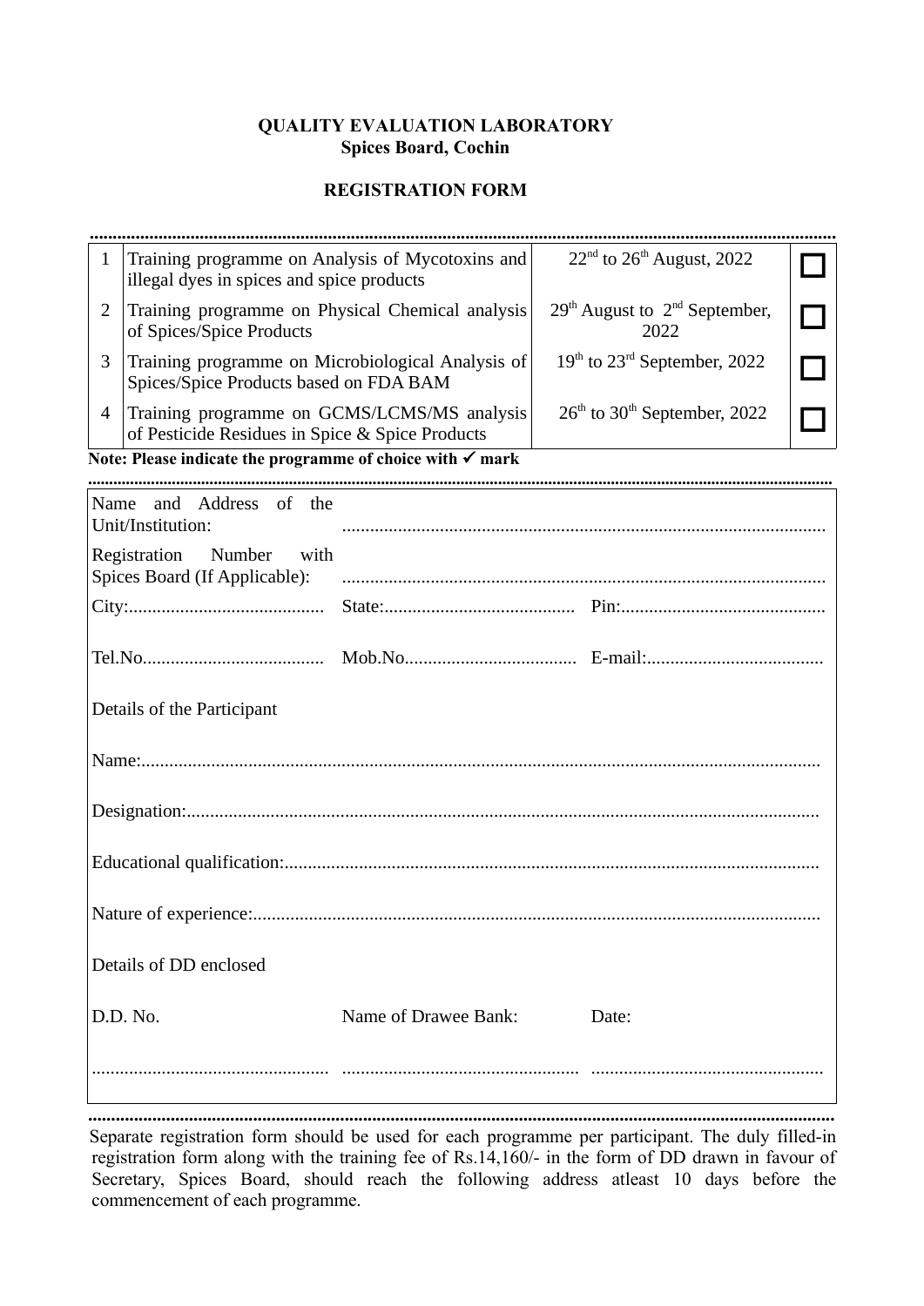**QUALITY EVALUATION LABORATORY**
**Spices Board, Cochin**

**REGISTRATION FORM**

| | | | |
|---|---|---|---|
| 1 | Training programme on Analysis of Mycotoxins and illegal dyes in spices and spice products | 22nd to 26th August, 2022 | ☐ |
| 2 | Training programme on Physical Chemical analysis of Spices/Spice Products | 29th August to 2nd September, 2022 | ☐ |
| 3 | Training programme on Microbiological Analysis of Spices/Spice Products based on FDA BAM | 19th to 23rd September, 2022 | ☐ |
| 4 | Training programme on GCMS/LCMS/MS analysis of Pesticide Residues in Spice & Spice Products | 26th to 30th September, 2022 | ☐ |

**Note: Please indicate the programme of choice with ✓ mark**

Name and Address of the Unit/Institution: ........................................................................................

Registration Number with Spices Board (If Applicable): ........................................................................................

City:.......................................... State:......................................... Pin:...........................................

Tel.No....................................... Mob.No..................................... E-mail:......................................

Details of the Participant

Name:................................................................................................................................................

Designation:......................................................................................................................................

Educational qualification:.................................................................................................................

Nature of experience:........................................................................................................................

Details of DD enclosed

| D.D. No. | Name of Drawee Bank: | Date: |
|---|---|---|
| .................................................. | .................................................. | .................................................. |

Separate registration form should be used for each programme per participant. The duly filled-in registration form along with the training fee of Rs.14,160/- in the form of DD drawn in favour of Secretary, Spices Board, should reach the following address atleast 10 days before the commencement of each programme.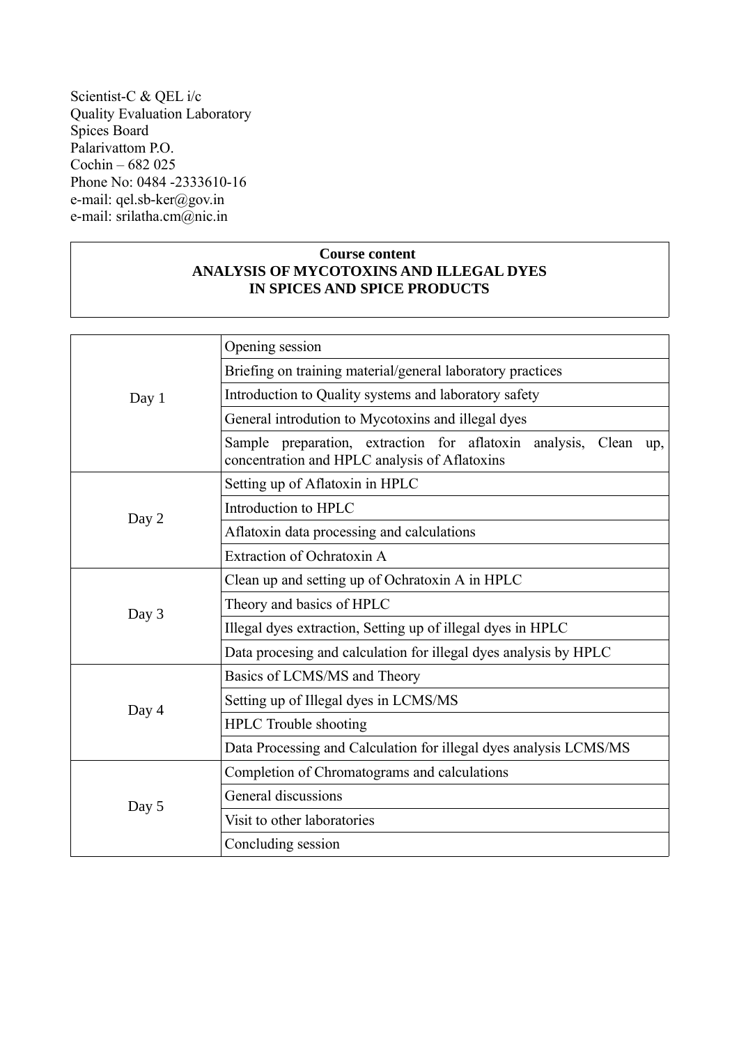Scientist-C & QEL i/c
Quality Evaluation Laboratory
Spices Board
Palarivattom P.O.
Cochin – 682 025
Phone No: 0484 -2333610-16
e-mail: qel.sb-ker@gov.in
e-mail: srilatha.cm@nic.in

**Course content**
**ANALYSIS OF MYCOTOXINS AND ILLEGAL DYES IN SPICES AND SPICE PRODUCTS**

| Day | Content |
|---|---|
| Day 1 | Opening session |
| | Briefing on training material/general laboratory practices |
| | Introduction to Quality systems and laboratory safety |
| | General introdution to Mycotoxins and illegal dyes |
| | Sample preparation, extraction for aflatoxin analysis, Clean up, concentration and HPLC analysis of Aflatoxins |
| Day 2 | Setting up of Aflatoxin in HPLC |
| | Introduction to HPLC |
| | Aflatoxin data processing and calculations |
| | Extraction of Ochratoxin A |
| Day 3 | Clean up and setting up of Ochratoxin A in HPLC |
| | Theory and basics of HPLC |
| | Illegal dyes extraction, Setting up of illegal dyes in HPLC |
| | Data procesing and calculation for illegal dyes analysis by HPLC |
| Day 4 | Basics of LCMS/MS and Theory |
| | Setting up of Illegal dyes in LCMS/MS |
| | HPLC Trouble shooting |
| | Data Processing and Calculation for illegal dyes analysis LCMS/MS |
| Day 5 | Completion of Chromatograms and calculations |
| | General discussions |
| | Visit to other laboratories |
| | Concluding session |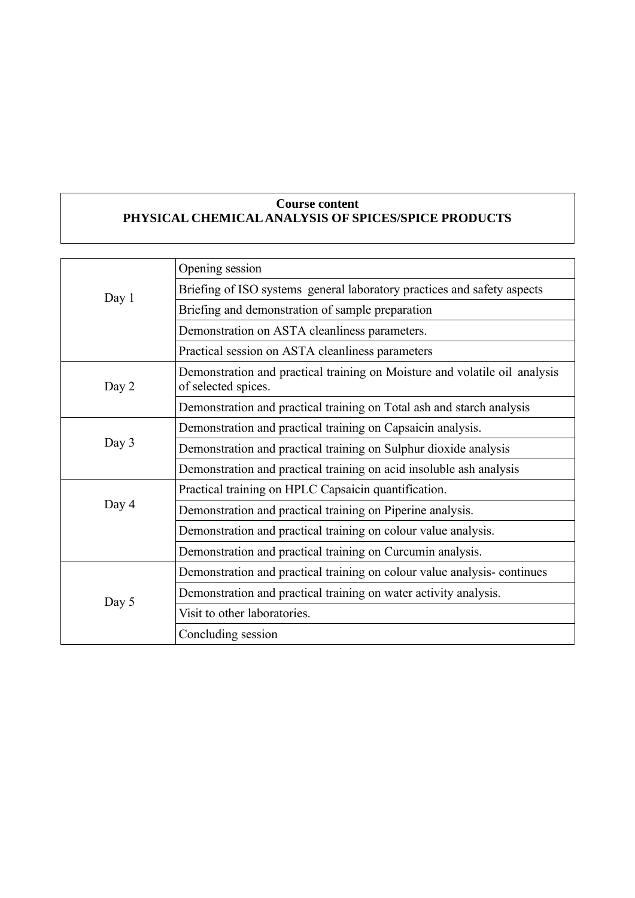**Course content**

**PHYSICAL CHEMICAL ANALYSIS OF SPICES/SPICE PRODUCTS**

| Day | Content |
|---|---|
| Day 1 | Opening session |
| | Briefing of ISO systems general laboratory practices and safety aspects |
| | Briefing and demonstration of sample preparation |
| | Demonstration on ASTA cleanliness parameters. |
| | Practical session on ASTA cleanliness parameters |
| Day 2 | Demonstration and practical training on Moisture and volatile oil analysis of selected spices. |
| | Demonstration and practical training on Total ash and starch analysis |
| Day 3 | Demonstration and practical training on Capsaicin analysis. |
| | Demonstration and practical training on Sulphur dioxide analysis |
| | Demonstration and practical training on acid insoluble ash analysis |
| Day 4 | Practical training on HPLC Capsaicin quantification. |
| | Demonstration and practical training on Piperine analysis. |
| | Demonstration and practical training on colour value analysis. |
| | Demonstration and practical training on Curcumin analysis. |
| Day 5 | Demonstration and practical training on colour value analysis- continues |
| | Demonstration and practical training on water activity analysis. |
| | Visit to other laboratories. |
| | Concluding session |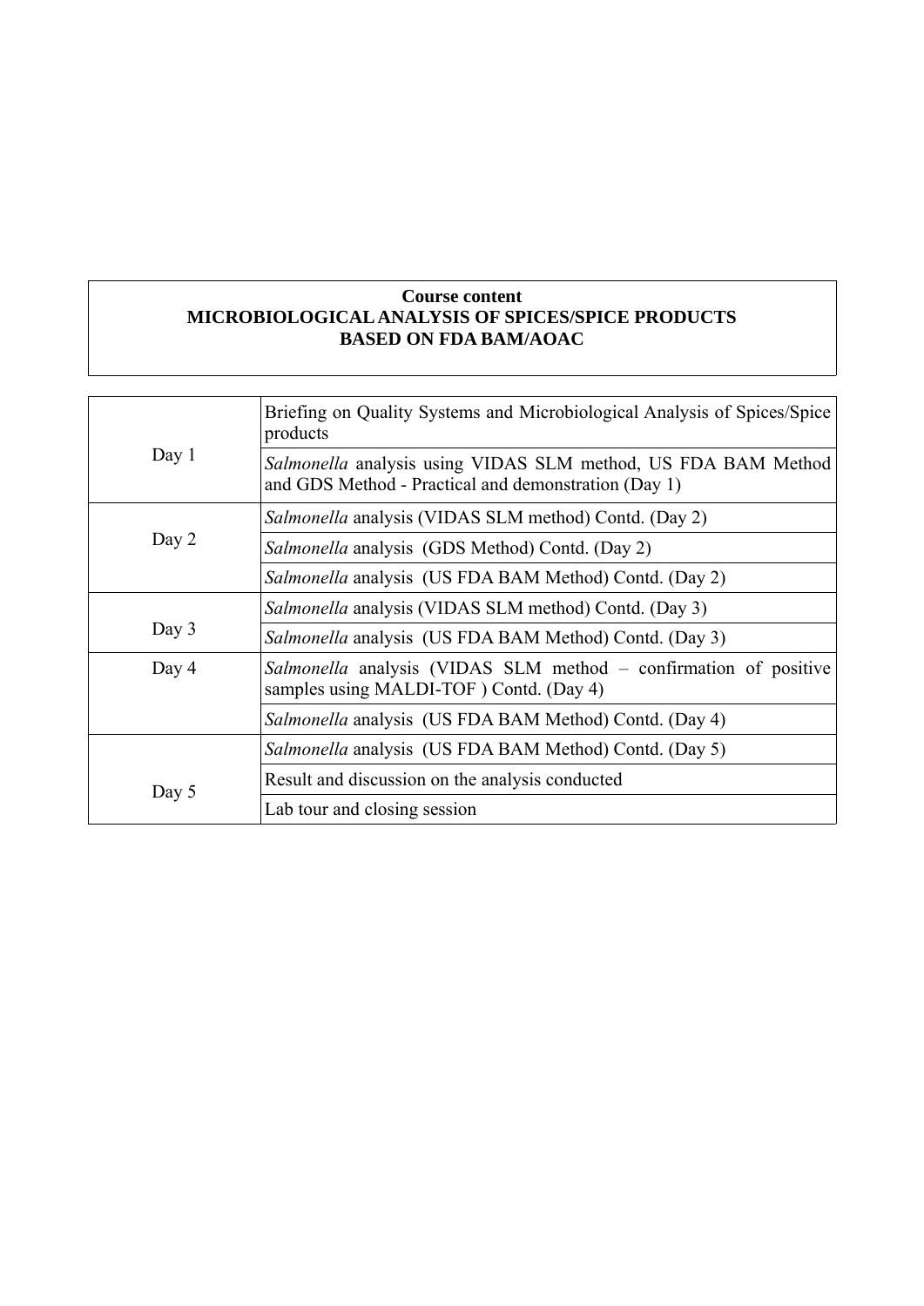**Course content**
**MICROBIOLOGICAL ANALYSIS OF SPICES/SPICE PRODUCTS**
**BASED ON FDA BAM/AOAC**

| Day | Content |
|---|---|
| Day 1 | Briefing on Quality Systems and Microbiological Analysis of Spices/Spice products |
| | *Salmonella* analysis using VIDAS SLM method, US FDA BAM Method and GDS Method - Practical and demonstration (Day 1) |
| Day 2 | *Salmonella* analysis (VIDAS SLM method) Contd. (Day 2) |
| | *Salmonella* analysis (GDS Method) Contd. (Day 2) |
| | *Salmonella* analysis (US FDA BAM Method) Contd. (Day 2) |
| Day 3 | *Salmonella* analysis (VIDAS SLM method) Contd. (Day 3) |
| | *Salmonella* analysis (US FDA BAM Method) Contd. (Day 3) |
| Day 4 | *Salmonella* analysis (VIDAS SLM method – confirmation of positive samples using MALDI-TOF ) Contd. (Day 4) |
| | *Salmonella* analysis (US FDA BAM Method) Contd. (Day 4) |
| Day 5 | *Salmonella* analysis (US FDA BAM Method) Contd. (Day 5) |
| | Result and discussion on the analysis conducted |
| | Lab tour and closing session |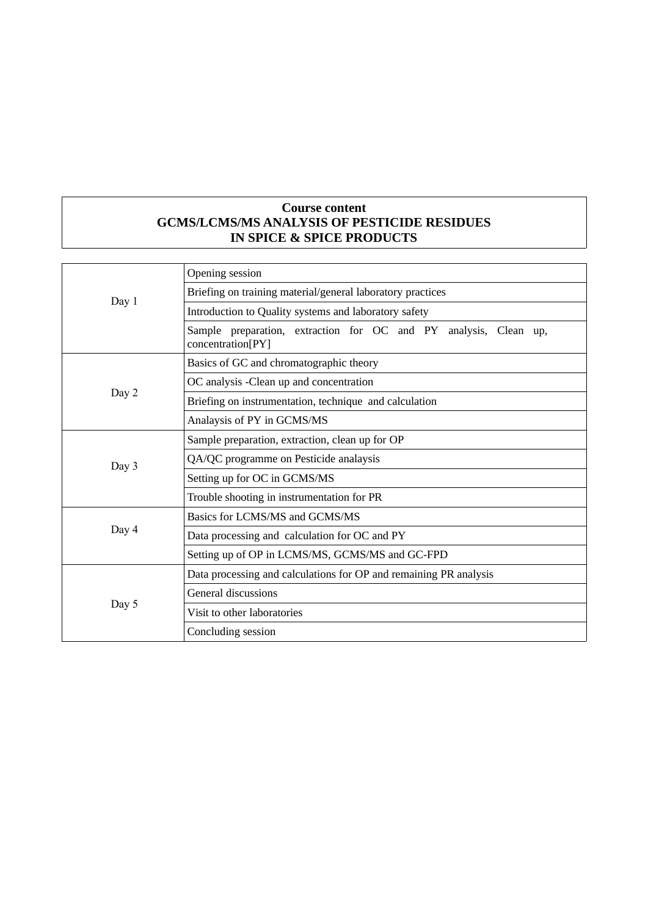**Course content**
**GCMS/LCMS/MS ANALYSIS OF PESTICIDE RESIDUES**
**IN SPICE & SPICE PRODUCTS**

| | |
|---|---|
| Day 1 | Opening session |
| | Briefing on training material/general laboratory practices |
| | Introduction to Quality systems and laboratory safety |
| | Sample preparation, extraction for OC and PY analysis, Clean up, concentration[PY] |
| Day 2 | Basics of GC and chromatographic theory |
| | OC analysis -Clean up and concentration |
| | Briefing on instrumentation, technique and calculation |
| | Analaysis of PY in GCMS/MS |
| Day 3 | Sample preparation, extraction, clean up for OP |
| | QA/QC programme on Pesticide analaysis |
| | Setting up for OC in GCMS/MS |
| | Trouble shooting in instrumentation for PR |
| Day 4 | Basics for LCMS/MS and GCMS/MS |
| | Data processing and calculation for OC and PY |
| | Setting up of OP in LCMS/MS, GCMS/MS and GC-FPD |
| Day 5 | Data processing and calculations for OP and remaining PR analysis |
| | General discussions |
| | Visit to other laboratories |
| | Concluding session |